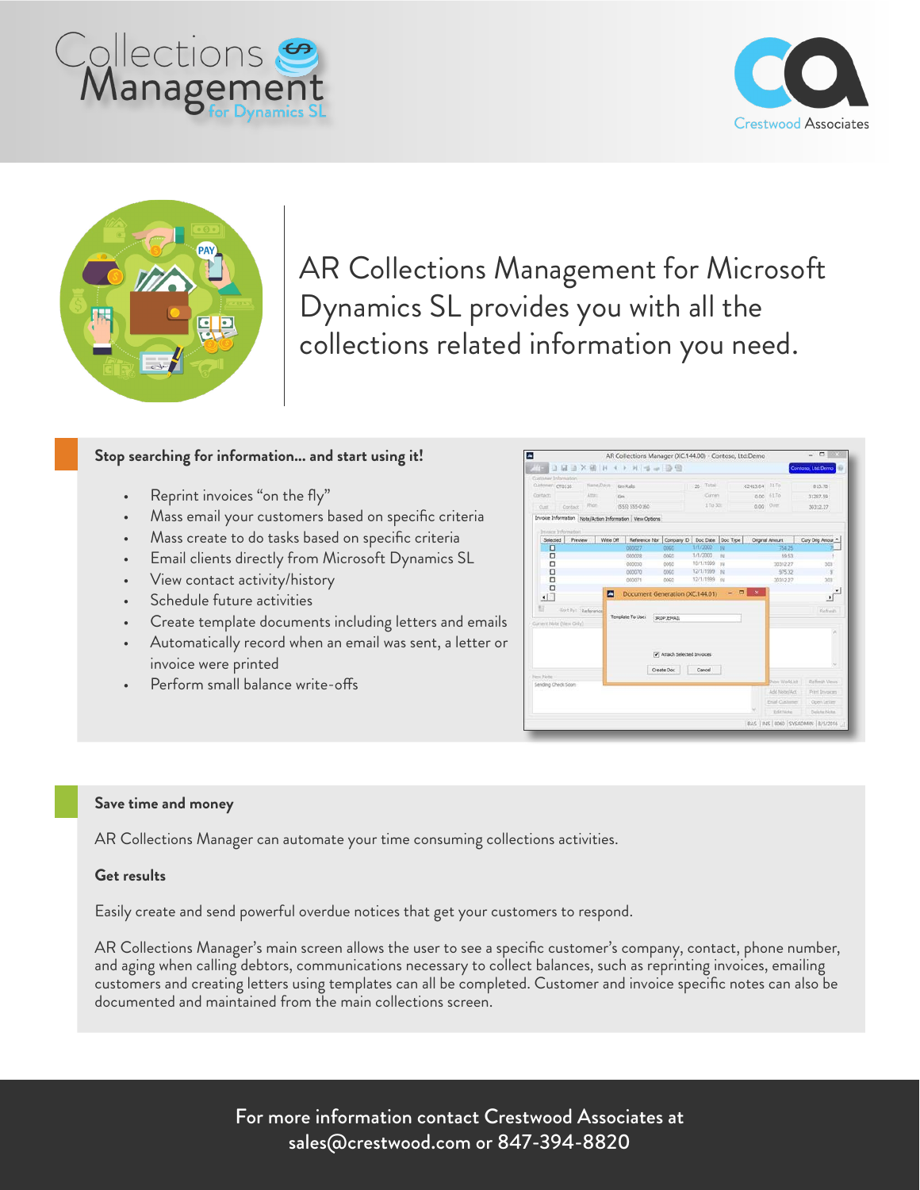# Collections Management for Dynamics SL

Crestwood Associates

AR Collections Management for Microsoft Dynamics SL provides you with all the collections related information you need.

## Stop searching for information… and start using it!

- Reprint invoices "on the fly"
- Mass email your customers based on specific criteria
- Mass create to do tasks based on specific criteria
- Email clients directly from Microsoft Dynamics SL
- View contact activity/history
- Schedule future activities
- Create template documents including letters and emails
- Automatically record when an email was sent, a letter or invoice were printed
- Perform small balance write-offs

## Save time and money

AR Collections Manager can automate your time consuming collections activities.

## Get results

Easily create and send powerful overdue notices that get your customers to respond.

AR Collections Manager's main screen allows the user to see a specific customer's company, contact, phone number, and aging when calling debtors, communications necessary to collect balances, such as reprinting invoices, emailing customers and creating letters using templates can all be completed. Customer and invoice specific notes can also be documented and maintained from the main collections screen.

For more information contact Crestwood Associates at sales@crestwood.com or 847-394-8820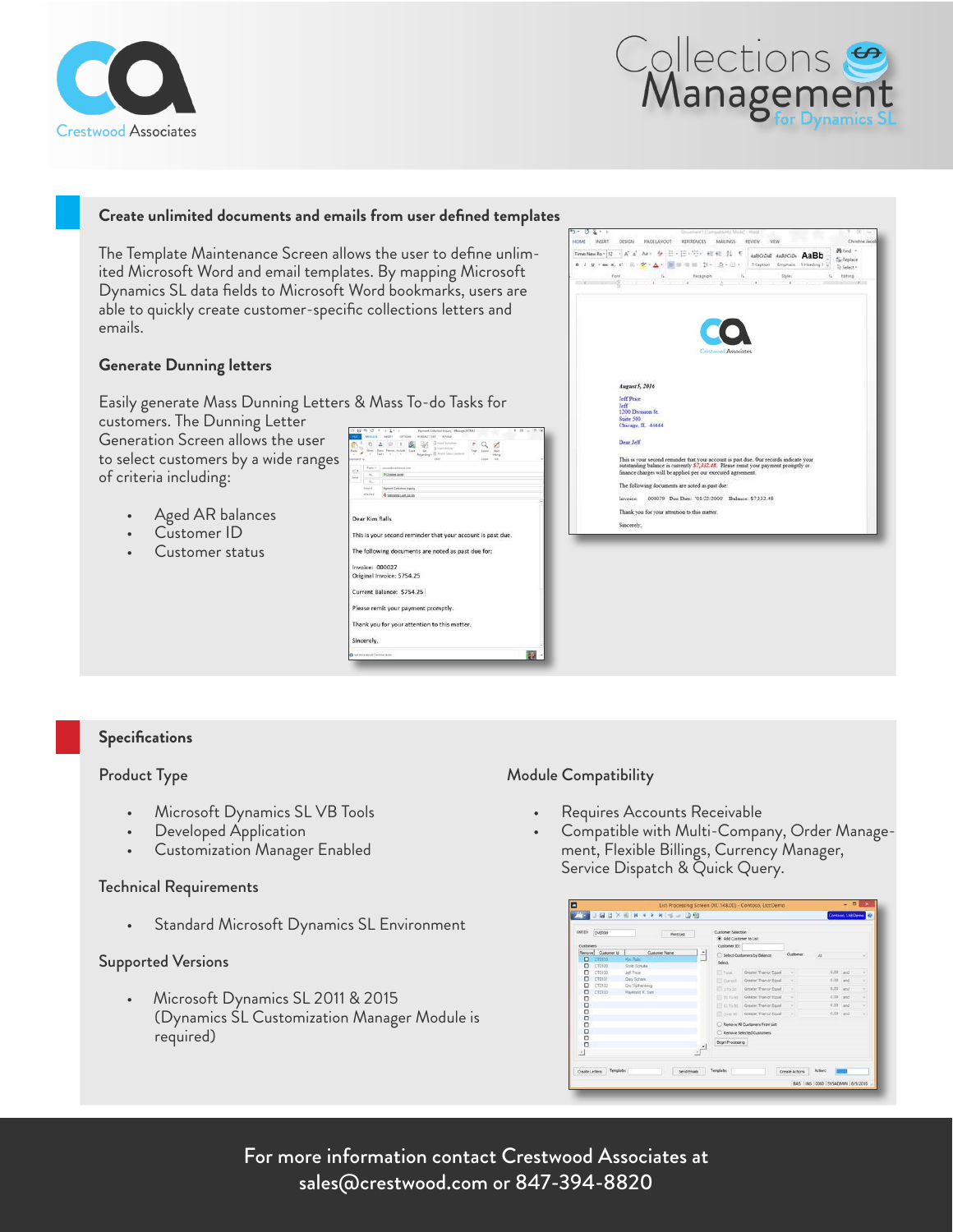Crestwood Associates

# Collections Management for Dynamics SL

## Create unlimited documents and emails from user defined templates

The Template Maintenance Screen allows the user to define unlimited Microsoft Word and email templates. By mapping Microsoft Dynamics SL data fields to Microsoft Word bookmarks, users are able to quickly create customer-specific collections letters and emails.

## Generate Dunning letters

Easily generate Mass Dunning Letters & Mass To-do Tasks for customers. The Dunning Letter Generation Screen allows the user to select customers by a wide ranges of criteria including:

- Aged AR balances
- Customer ID
- Customer status

## Specifications

### Product Type

- Microsoft Dynamics SL VB Tools
- Developed Application
- Customization Manager Enabled

### Technical Requirements

- Standard Microsoft Dynamics SL Environment

### Supported Versions

- Microsoft Dynamics SL 2011 & 2015 (Dynamics SL Customization Manager Module is required)

### Module Compatibility

- Requires Accounts Receivable
- Compatible with Multi-Company, Order Management, Flexible Billings, Currency Manager, Service Dispatch & Quick Query.

For more information contact Crestwood Associates at sales@crestwood.com or 847-394-8820